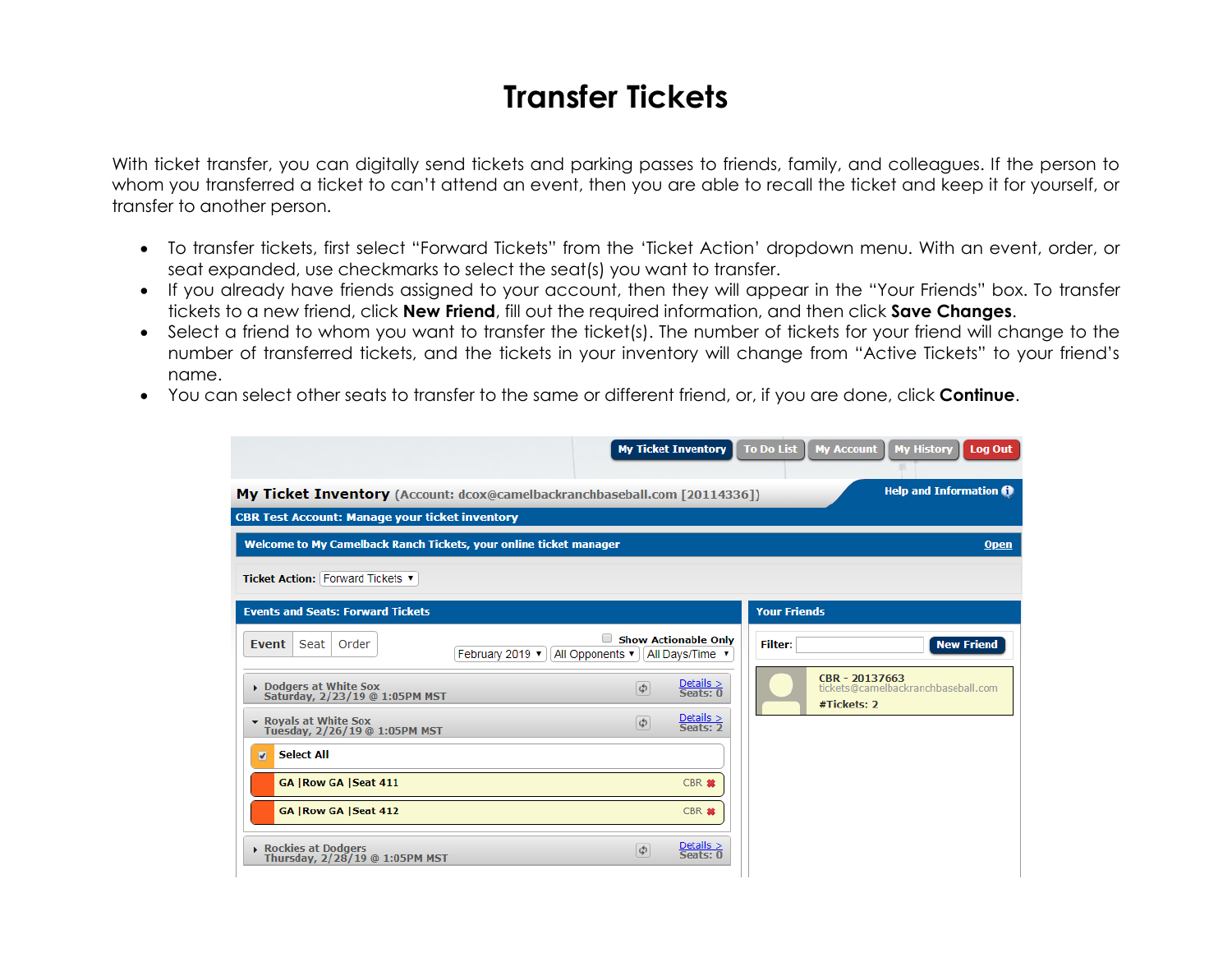# Transfer Tickets

With ticket transfer, you can digitally send tickets and parking passes to friends, family, and colleagues. If the person to whom you transferred a ticket to can't attend an event, then you are able to recall the ticket and keep it for yourself, or transfer to another person.

- To transfer tickets, first select "Forward Tickets" from the 'Ticket Action' dropdown menu. With an event, order, or seat expanded, use checkmarks to select the seat(s) you want to transfer.
- If you already have friends assigned to your account, then they will appear in the "Your Friends" box. To transfer tickets to a new friend, click **New Friend**, fill out the required information, and then click **Save Changes**.
- Select a friend to whom you want to transfer the ticket(s). The number of tickets for your friend will change to the number of transferred tickets, and the tickets in your inventory will change from "Active Tickets" to your friend's name.
- You can select other seats to transfer to the same or different friend, or, if you are done, click **Continue**.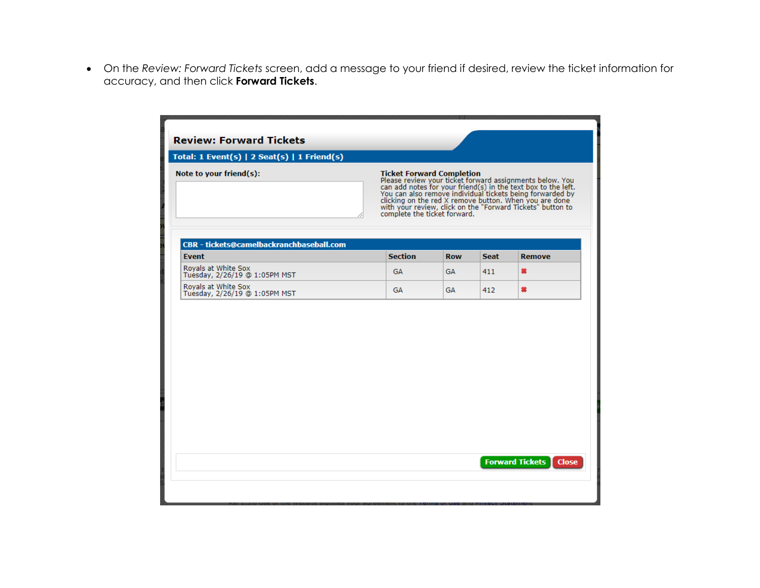- On the *Review: Forward Tickets* screen, add a message to your friend if desired, review the ticket information for accuracy, and then click **Forward Tickets**.

**Review: Forward Tickets**

**Total: 1 Event(s) | 2 Seat(s) | 1 Friend(s)**

**Note to your friend(s):**

**Ticket Forward Completion**
Please review your ticket forward assignments below. You can add notes for your friend(s) in the text box to the left. You can also remove individual tickets being forwarded by clicking on the red X remove button. When you are done with your review, click on the "Forward Tickets" button to complete the ticket forward.

**CBR - tickets@camelbackranchbaseball.com**

| Event | Section | Row | Seat | Remove |
|---|---|---|---|---|
| Royals at White Sox Tuesday, 2/26/19 @ 1:05PM MST | GA | GA | 411 | ✖ |
| Royals at White Sox Tuesday, 2/26/19 @ 1:05PM MST | GA | GA | 412 | ✖ |

Forward Tickets | Close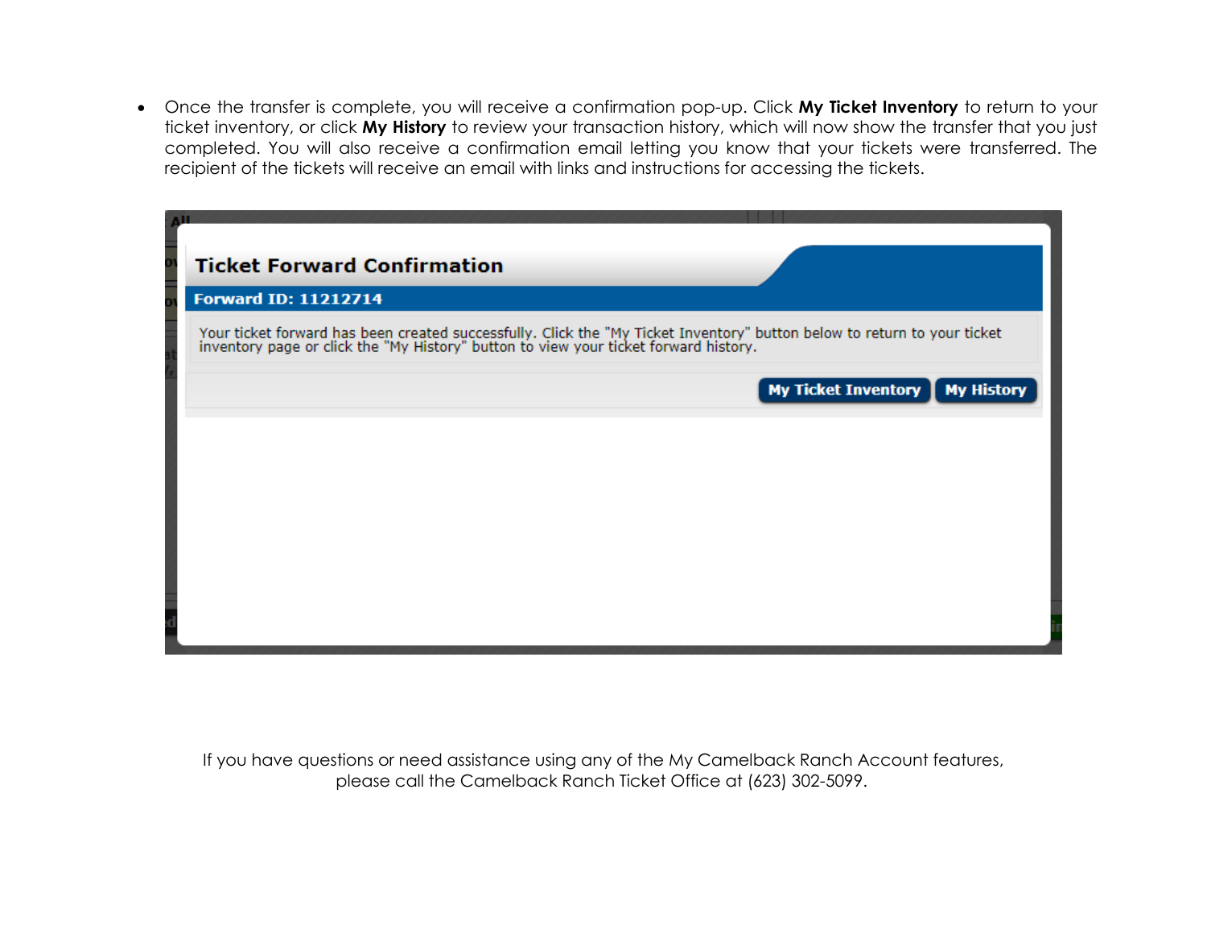- Once the transfer is complete, you will receive a confirmation pop-up. Click **My Ticket Inventory** to return to your ticket inventory, or click **My History** to review your transaction history, which will now show the transfer that you just completed. You will also receive a confirmation email letting you know that your tickets were transferred. The recipient of the tickets will receive an email with links and instructions for accessing the tickets.

**Ticket Forward Confirmation**

**Forward ID: 11212714**

Your ticket forward has been created successfully. Click the "My Ticket Inventory" button below to return to your ticket inventory page or click the "My History" button to view your ticket forward history.

**My Ticket Inventory** | **My History**

If you have questions or need assistance using any of the My Camelback Ranch Account features, please call the Camelback Ranch Ticket Office at (623) 302-5099.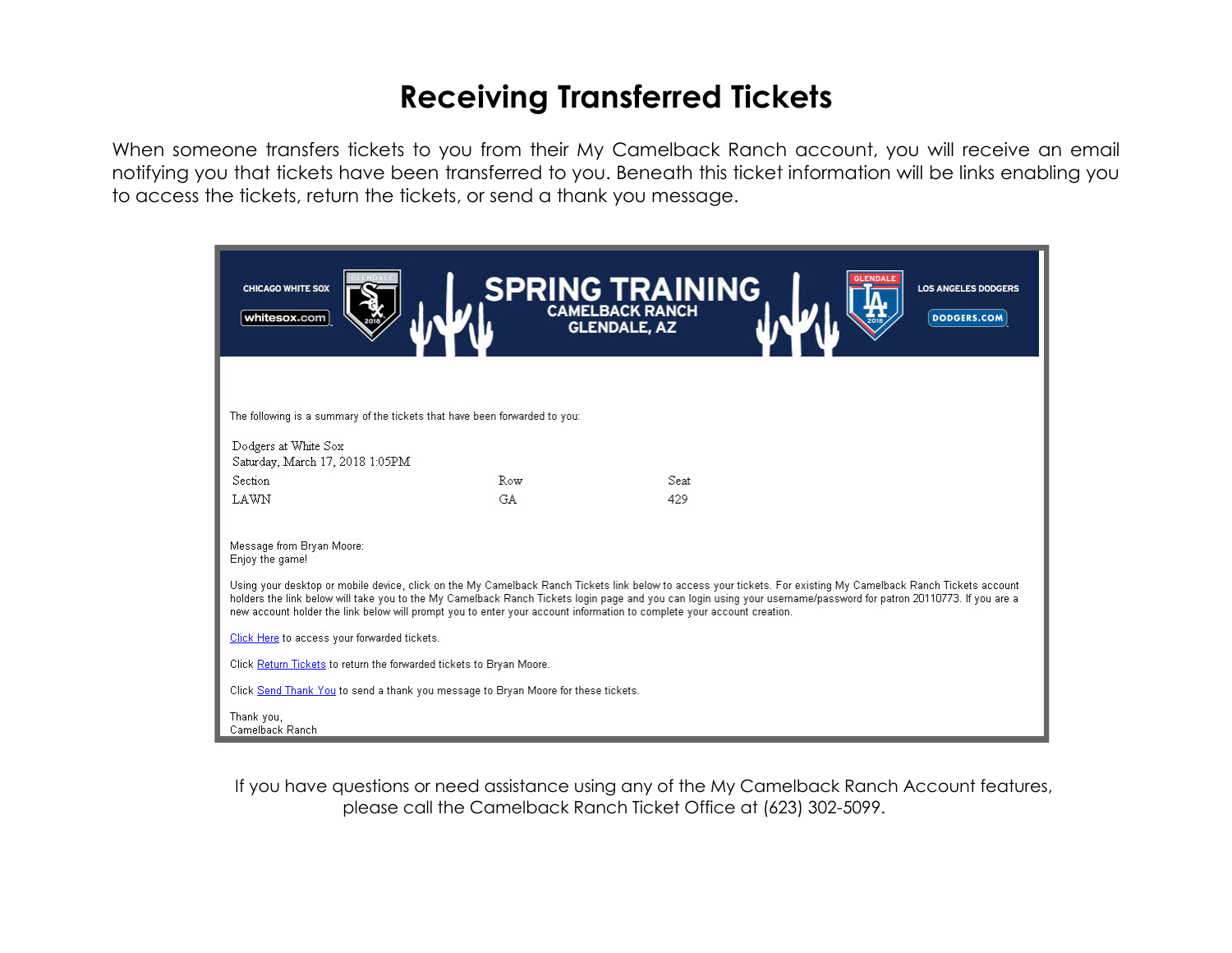# Receiving Transferred Tickets

When someone transfers tickets to you from their My Camelback Ranch account, you will receive an email notifying you that tickets have been transferred to you. Beneath this ticket information will be links enabling you to access the tickets, return the tickets, or send a thank you message.

CHICAGO WHITE SOX whitesox.com SPRING TRAINING CAMELBACK RANCH GLENDALE, AZ LOS ANGELES DODGERS DODGERS.COM

The following is a summary of the tickets that have been forwarded to you:

Dodgers at White Sox
Saturday, March 17, 2018 1:05PM

| Section | Row | Seat |
| --- | --- | --- |
| LAWN | GA | 429 |

Message from Bryan Moore:
Enjoy the game!

Using your desktop or mobile device, click on the My Camelback Ranch Tickets link below to access your tickets. For existing My Camelback Ranch Tickets account holders the link below will take you to the My Camelback Ranch Tickets login page and you can login using your username/password for patron 20110773. If you are a new account holder the link below will prompt you to enter your account information to complete your account creation.

Click Here to access your forwarded tickets.

Click Return Tickets to return the forwarded tickets to Bryan Moore.

Click Send Thank You to send a thank you message to Bryan Moore for these tickets.

Thank you,
Camelback Ranch

If you have questions or need assistance using any of the My Camelback Ranch Account features, please call the Camelback Ranch Ticket Office at (623) 302-5099.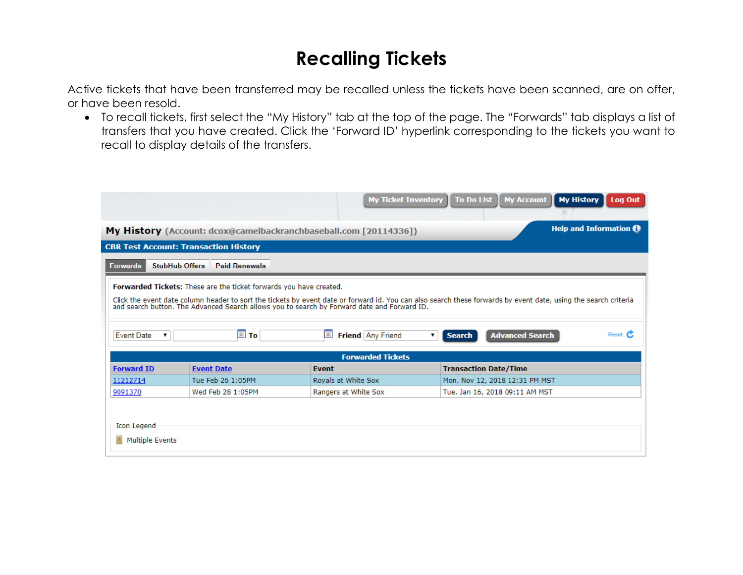# Recalling Tickets

Active tickets that have been transferred may be recalled unless the tickets have been scanned, are on offer, or have been resold.

- To recall tickets, first select the "My History" tab at the top of the page. The "Forwards" tab displays a list of transfers that you have created. Click the 'Forward ID' hyperlink corresponding to the tickets you want to recall to display details of the transfers.

My Ticket Inventory | To Do List | My Account | My History | Log Out

**My History** (Account: dcox@camelbackranchbaseball.com [20114336])

Help and Information

**CBR Test Account: Transaction History**

Forwards | StubHub Offers | Paid Renewals

**Forwarded Tickets:** These are the ticket forwards you have created.

Click the event date column header to sort the tickets by event date or forward id. You can also search these forwards by event date, using the search criteria and search button. The Advanced Search allows you to search by Forward date and Forward ID.

Event Date ▾ [ ] To [ ] **Friend** Any Friend ▾ **Search** **Advanced Search** Reset

**Forwarded Tickets**

| Forward ID | Event Date | Event | Transaction Date/Time |
|---|---|---|---|
| 11212714 | Tue Feb 26 1:05PM | Royals at White Sox | Mon. Nov 12, 2018 12:31 PM MST |
| 9091370 | Wed Feb 28 1:05PM | Rangers at White Sox | Tue. Jan 16, 2018 09:11 AM MST |

Icon Legend

Multiple Events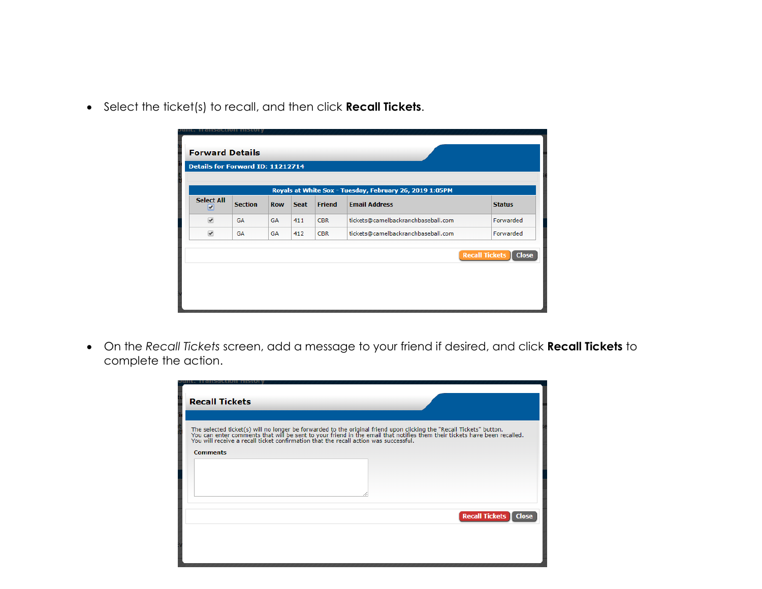- Select the ticket(s) to recall, and then click **Recall Tickets**.

**Forward Details**

Details for Forward ID: 11212714

| Royals at White Sox - Tuesday, February 26, 2019 1:05PM | | | | | | |
|---|---|---|---|---|---|---|
| Select All ☑ | Section | Row | Seat | Friend | Email Address | Status |
| ☑ | GA | GA | 411 | CBR | tickets@camelbackranchbaseball.com | Forwarded |
| ☑ | GA | GA | 412 | CBR | tickets@camelbackranchbaseball.com | Forwarded |

Recall Tickets | Close

- On the *Recall Tickets* screen, add a message to your friend if desired, and click **Recall Tickets** to complete the action.

**Recall Tickets**

The selected ticket(s) will no longer be forwarded to the original friend upon clicking the "Recall Tickets" button.
You can enter comments that will be sent to your friend in the email that notifies them their tickets have been recalled.
You will receive a recall ticket confirmation that the recall action was successful.

Comments

Recall Tickets | Close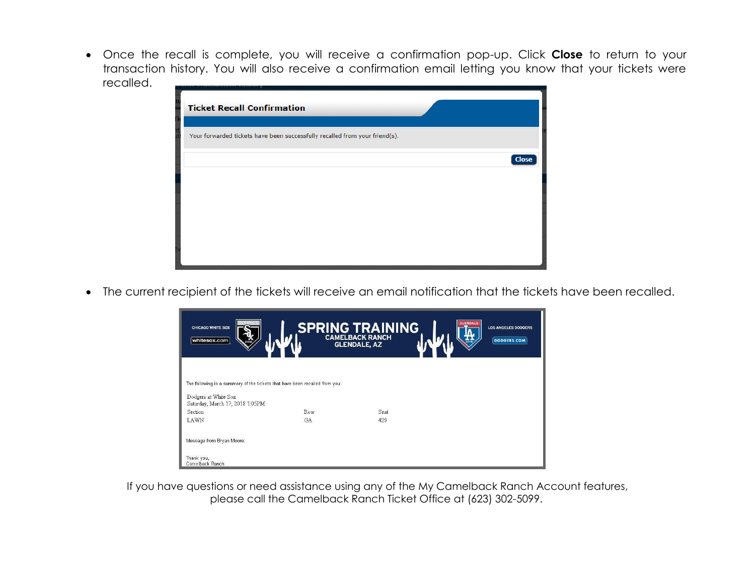- Once the recall is complete, you will receive a confirmation pop-up. Click **Close** to return to your transaction history. You will also receive a confirmation email letting you know that your tickets were recalled.

**Ticket Recall Confirmation**

Your forwarded tickets have been successfully recalled from your friend(s).

Close

- The current recipient of the tickets will receive an email notification that the tickets have been recalled.

CHICAGO WHITE SOX
whitesox.com

SPRING TRAINING
CAMELBACK RANCH
GLENDALE, AZ

LOS ANGELES DODGERS
DODGERS.COM

The following is a summary of the tickets that have been recalled from you:

Dodgers at White Sox
Saturday, March 17, 2018 1:05PM

| Section | Row | Seat |
| --- | --- | --- |
| LAWN | GA | 429 |

Message from Bryan Moore:

Thank you,
Camelback Ranch

If you have questions or need assistance using any of the My Camelback Ranch Account features, please call the Camelback Ranch Ticket Office at (623) 302-5099.